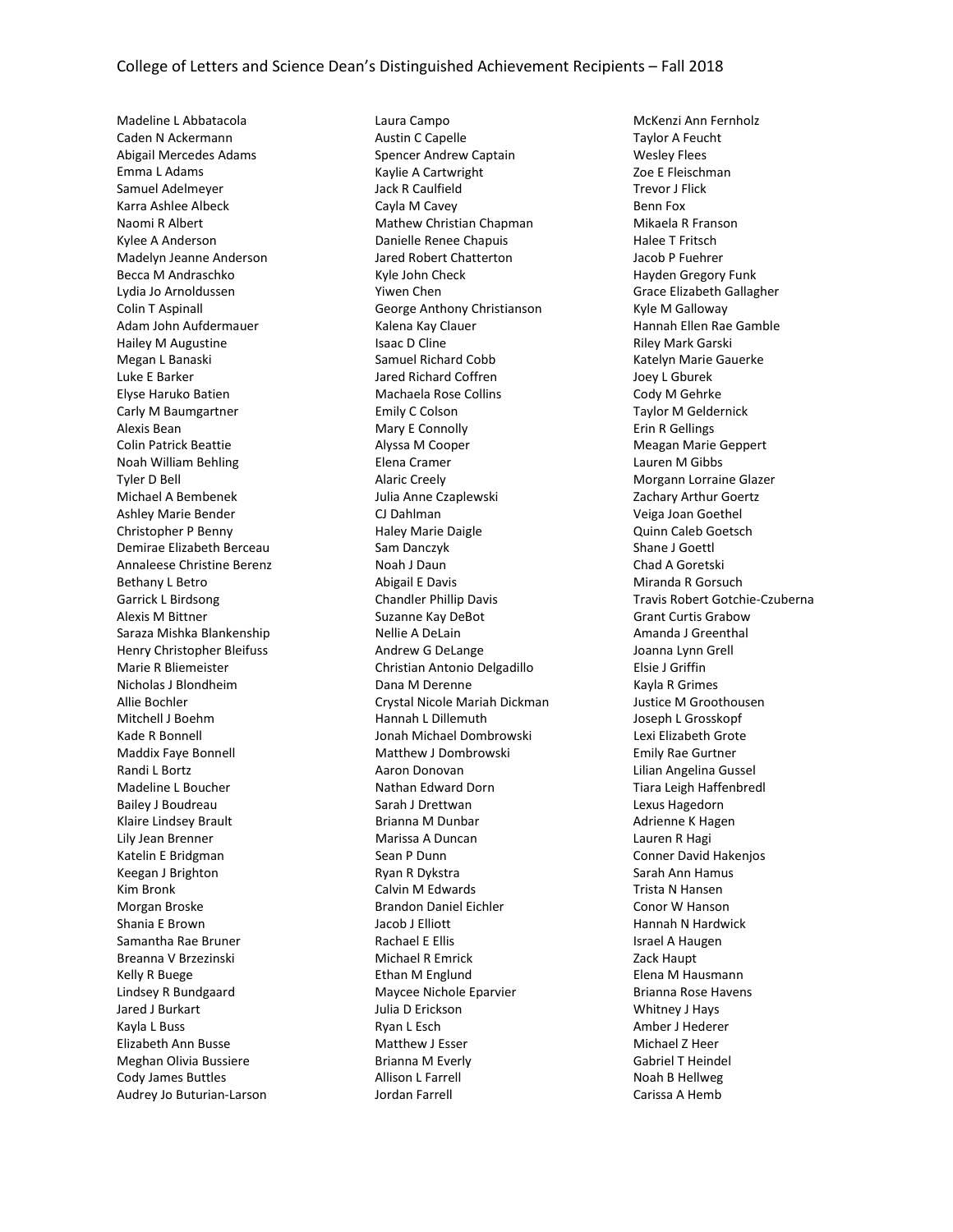# College of Letters and Science Dean's Distinguished Achievement Recipients – Fall 2018

Madeline L Abbatacola
Caden N Ackermann
Abigail Mercedes Adams
Emma L Adams
Samuel Adelmeyer
Karra Ashlee Albeck
Naomi R Albert
Kylee A Anderson
Madelyn Jeanne Anderson
Becca M Andraschko
Lydia Jo Arnoldussen
Colin T Aspinall
Adam John Aufdermauer
Hailey M Augustine
Megan L Banaski
Luke E Barker
Elyse Haruko Batien
Carly M Baumgartner
Alexis Bean
Colin Patrick Beattie
Noah William Behling
Tyler D Bell
Michael A Bembenek
Ashley Marie Bender
Christopher P Benny
Demirae Elizabeth Berceau
Annaleese Christine Berenz
Bethany L Betro
Garrick L Birdsong
Alexis M Bittner
Saraza Mishka Blankenship
Henry Christopher Bleifuss
Marie R Bliemeister
Nicholas J Blondheim
Allie Bochler
Mitchell J Boehm
Kade R Bonnell
Maddix Faye Bonnell
Randi L Bortz
Madeline L Boucher
Bailey J Boudreau
Klaire Lindsey Brault
Lily Jean Brenner
Katelin E Bridgman
Keegan J Brighton
Kim Bronk
Morgan Broske
Shania E Brown
Samantha Rae Bruner
Breanna V Brzezinski
Kelly R Buege
Lindsey R Bundgaard
Jared J Burkart
Kayla L Buss
Elizabeth Ann Busse
Meghan Olivia Bussiere
Cody James Buttles
Audrey Jo Buturian-Larson
Laura Campo
Austin C Capelle
Spencer Andrew Captain
Kaylie A Cartwright
Jack R Caulfield
Cayla M Cavey
Mathew Christian Chapman
Danielle Renee Chapuis
Jared Robert Chatterton
Kyle John Check
Yiwen Chen
George Anthony Christianson
Kalena Kay Clauer
Isaac D Cline
Samuel Richard Cobb
Jared Richard Coffren
Machaela Rose Collins
Emily C Colson
Mary E Connolly
Alyssa M Cooper
Elena Cramer
Alaric Creely
Julia Anne Czaplewski
CJ Dahlman
Haley Marie Daigle
Sam Danczyk
Noah J Daun
Abigail E Davis
Chandler Phillip Davis
Suzanne Kay DeBot
Nellie A DeLain
Andrew G DeLange
Christian Antonio Delgadillo
Dana M Derenne
Crystal Nicole Mariah Dickman
Hannah L Dillemuth
Jonah Michael Dombrowski
Matthew J Dombrowski
Aaron Donovan
Nathan Edward Dorn
Sarah J Drettwan
Brianna M Dunbar
Marissa A Duncan
Sean P Dunn
Ryan R Dykstra
Calvin M Edwards
Brandon Daniel Eichler
Jacob J Elliott
Rachael E Ellis
Michael R Emrick
Ethan M Englund
Maycee Nichole Eparvier
Julia D Erickson
Ryan L Esch
Matthew J Esser
Brianna M Everly
Allison L Farrell
Jordan Farrell
McKenzi Ann Fernholz
Taylor A Feucht
Wesley Flees
Zoe E Fleischman
Trevor J Flick
Benn Fox
Mikaela R Franson
Halee T Fritsch
Jacob P Fuehrer
Hayden Gregory Funk
Grace Elizabeth Gallagher
Kyle M Galloway
Hannah Ellen Rae Gamble
Riley Mark Garski
Katelyn Marie Gauerke
Joey L Gburek
Cody M Gehrke
Taylor M Geldernick
Erin R Gellings
Meagan Marie Geppert
Lauren M Gibbs
Morgann Lorraine Glazer
Zachary Arthur Goertz
Veiga Joan Goethel
Quinn Caleb Goetsch
Shane J Goettl
Chad A Goretski
Miranda R Gorsuch
Travis Robert Gotchie-Czuberna
Grant Curtis Grabow
Amanda J Greenthal
Joanna Lynn Grell
Elsie J Griffin
Kayla R Grimes
Justice M Groothousen
Joseph L Grosskopf
Lexi Elizabeth Grote
Emily Rae Gurtner
Lilian Angelina Gussel
Tiara Leigh Haffenbredl
Lexus Hagedorn
Adrienne K Hagen
Lauren R Hagi
Conner David Hakenjos
Sarah Ann Hamus
Trista N Hansen
Conor W Hanson
Hannah N Hardwick
Israel A Haugen
Zack Haupt
Elena M Hausmann
Brianna Rose Havens
Whitney J Hays
Amber J Hederer
Michael Z Heer
Gabriel T Heindel
Noah B Hellweg
Carissa A Hemb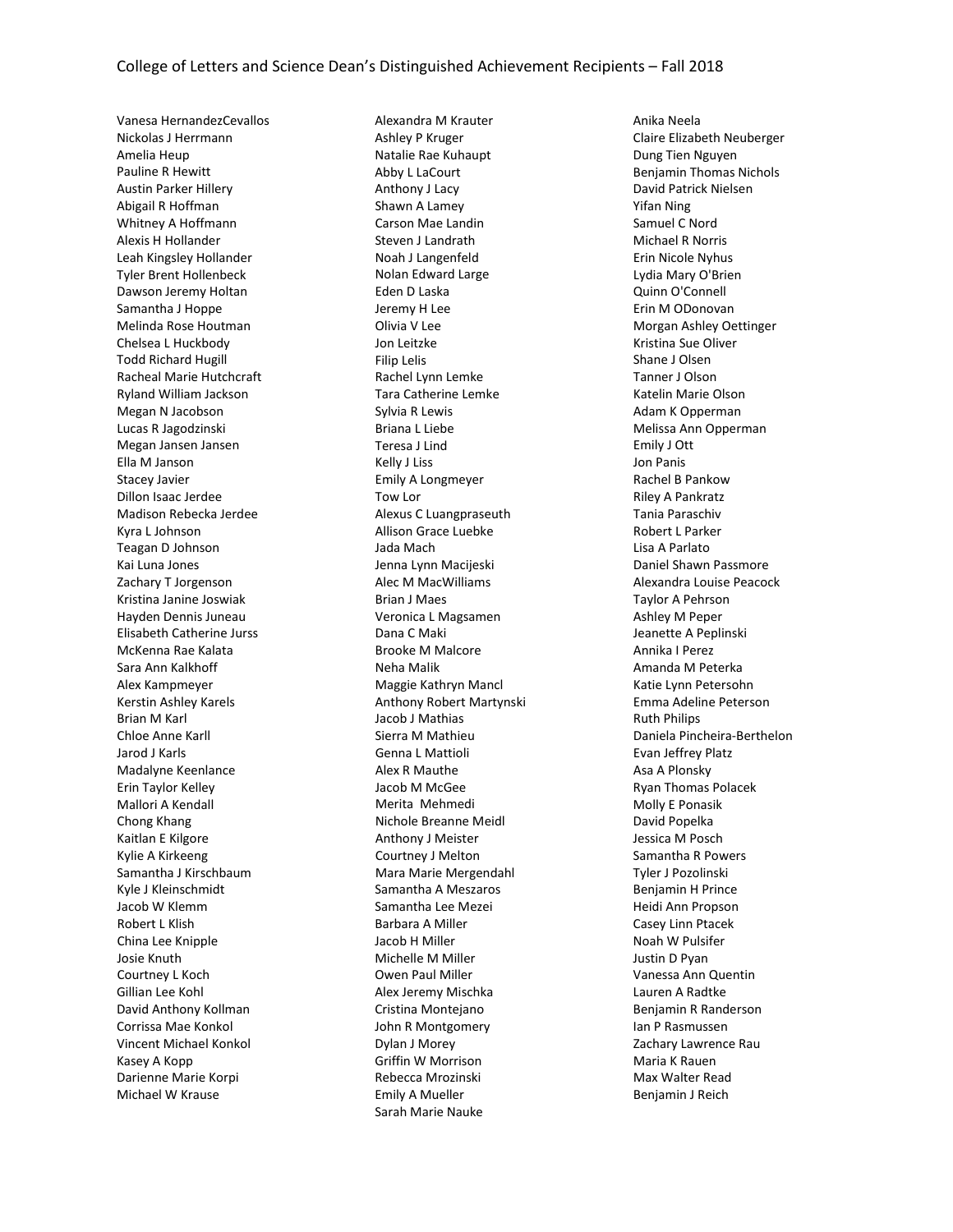Vanesa HernandezCevallos
Nickolas J Herrmann
Amelia Heup
Pauline R Hewitt
Austin Parker Hillery
Abigail R Hoffman
Whitney A Hoffmann
Alexis H Hollander
Leah Kingsley Hollander
Tyler Brent Hollenbeck
Dawson Jeremy Holtan
Samantha J Hoppe
Melinda Rose Houtman
Chelsea L Huckbody
Todd Richard Hugill
Racheal Marie Hutchcraft
Ryland William Jackson
Megan N Jacobson
Lucas R Jagodzinski
Megan Jansen Jansen
Ella M Janson
Stacey Javier
Dillon Isaac Jerdee
Madison Rebecka Jerdee
Kyra L Johnson
Teagan D Johnson
Kai Luna Jones
Zachary T Jorgenson
Kristina Janine Joswiak
Hayden Dennis Juneau
Elisabeth Catherine Jurss
McKenna Rae Kalata
Sara Ann Kalkhoff
Alex Kampmeyer
Kerstin Ashley Karels
Brian M Karl
Chloe Anne Karll
Jarod J Karls
Madalyne Keenlance
Erin Taylor Kelley
Mallori A Kendall
Chong Khang
Kaitlan E Kilgore
Kylie A Kirkeeng
Samantha J Kirschbaum
Kyle J Kleinschmidt
Jacob W Klemm
Robert L Klish
China Lee Knipple
Josie Knuth
Courtney L Koch
Gillian Lee Kohl
David Anthony Kollman
Corrissa Mae Konkol
Vincent Michael Konkol
Kasey A Kopp
Darienne Marie Korpi
Michael W Krause
Alexandra M Krauter
Ashley P Kruger
Natalie Rae Kuhaupt
Abby L LaCourt
Anthony J Lacy
Shawn A Lamey
Carson Mae Landin
Steven J Landrath
Noah J Langenfeld
Nolan Edward Large
Eden D Laska
Jeremy H Lee
Olivia V Lee
Jon Leitzke
Filip Lelis
Rachel Lynn Lemke
Tara Catherine Lemke
Sylvia R Lewis
Briana L Liebe
Teresa J Lind
Kelly J Liss
Emily A Longmeyer
Tow Lor
Alexus C Luangpraseuth
Allison Grace Luebke
Jada Mach
Jenna Lynn Macijeski
Alec M MacWilliams
Brian J Maes
Veronica L Magsamen
Dana C Maki
Brooke M Malcore
Neha Malik
Maggie Kathryn Mancl
Anthony Robert Martynski
Jacob J Mathias
Sierra M Mathieu
Genna L Mattioli
Alex R Mauthe
Jacob M McGee
Merita Mehmedi
Nichole Breanne Meidl
Anthony J Meister
Courtney J Melton
Mara Marie Mergendahl
Samantha A Meszaros
Samantha Lee Mezei
Barbara A Miller
Jacob H Miller
Michelle M Miller
Owen Paul Miller
Alex Jeremy Mischka
Cristina Montejano
John R Montgomery
Dylan J Morey
Griffin W Morrison
Rebecca Mrozinski
Emily A Mueller
Sarah Marie Nauke
Anika Neela
Claire Elizabeth Neuberger
Dung Tien Nguyen
Benjamin Thomas Nichols
David Patrick Nielsen
Yifan Ning
Samuel C Nord
Michael R Norris
Erin Nicole Nyhus
Lydia Mary O'Brien
Quinn O'Connell
Erin M ODonovan
Morgan Ashley Oettinger
Kristina Sue Oliver
Shane J Olsen
Tanner J Olson
Katelin Marie Olson
Adam K Opperman
Melissa Ann Opperman
Emily J Ott
Jon Panis
Rachel B Pankow
Riley A Pankratz
Tania Paraschiv
Robert L Parker
Lisa A Parlato
Daniel Shawn Passmore
Alexandra Louise Peacock
Taylor A Pehrson
Ashley M Peper
Jeanette A Peplinski
Annika I Perez
Amanda M Peterka
Katie Lynn Petersohn
Emma Adeline Peterson
Ruth Philips
Daniela Pincheira-Berthelon
Evan Jeffrey Platz
Asa A Plonsky
Ryan Thomas Polacek
Molly E Ponasik
David Popelka
Jessica M Posch
Samantha R Powers
Tyler J Pozolinski
Benjamin H Prince
Heidi Ann Propson
Casey Linn Ptacek
Noah W Pulsifer
Justin D Pyan
Vanessa Ann Quentin
Lauren A Radtke
Benjamin R Randerson
Ian P Rasmussen
Zachary Lawrence Rau
Maria K Rauen
Max Walter Read
Benjamin J Reich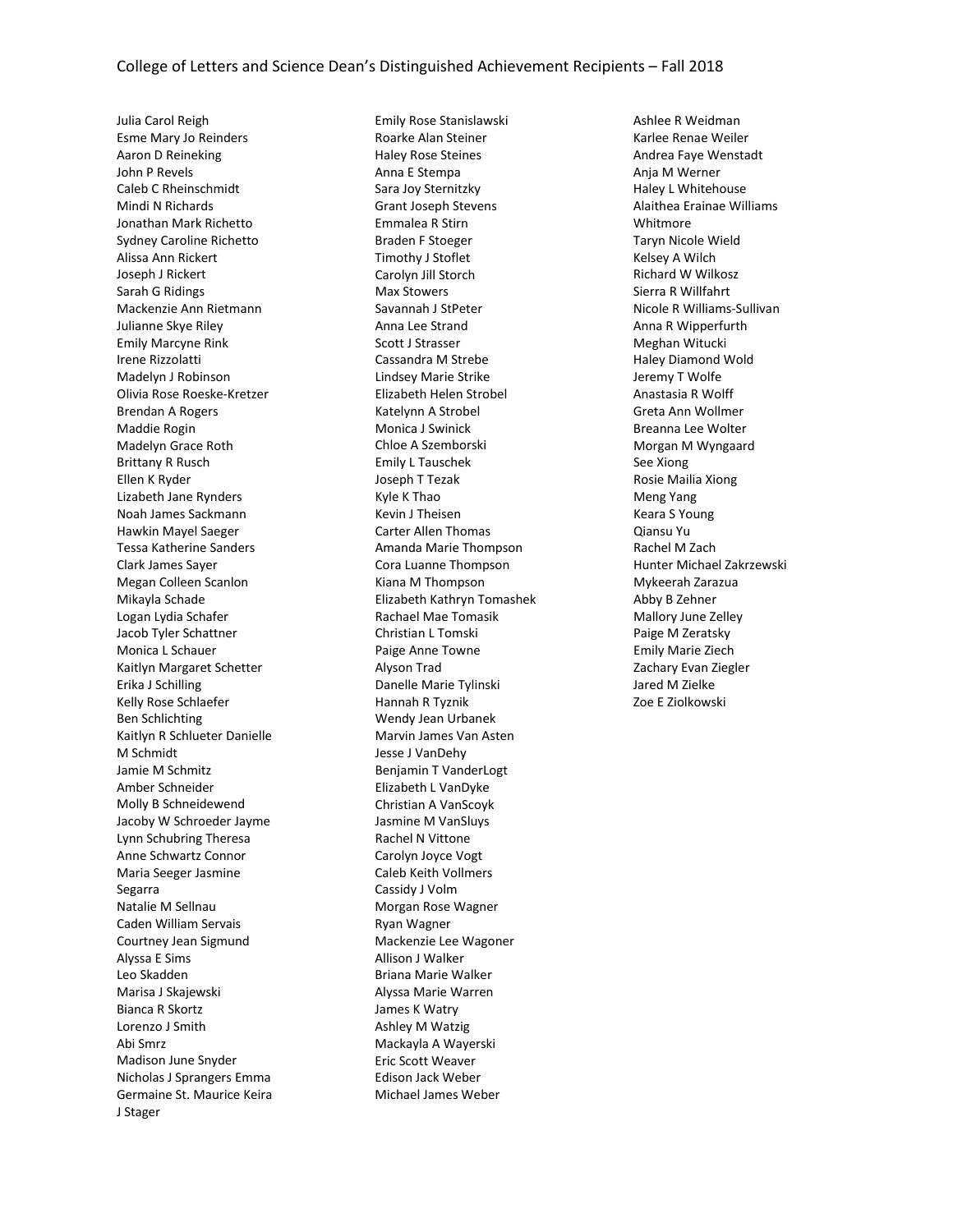Julia Carol Reigh
Esme Mary Jo Reinders
Aaron D Reineking
John P Revels
Caleb C Rheinschmidt
Mindi N Richards
Jonathan Mark Richetto
Sydney Caroline Richetto
Alissa Ann Rickert
Joseph J Rickert
Sarah G Ridings
Mackenzie Ann Rietmann
Julianne Skye Riley
Emily Marcyne Rink
Irene Rizzolatti
Madelyn J Robinson
Olivia Rose Roeske-Kretzer
Brendan A Rogers
Maddie Rogin
Madelyn Grace Roth
Brittany R Rusch
Ellen K Ryder
Lizabeth Jane Rynders
Noah James Sackmann
Hawkin Mayel Saeger
Tessa Katherine Sanders
Clark James Sayer
Megan Colleen Scanlon
Mikayla Schade
Logan Lydia Schafer
Jacob Tyler Schattner
Monica L Schauer
Kaitlyn Margaret Schetter
Erika J Schilling
Kelly Rose Schlaefer
Ben Schlichting
Kaitlyn R Schlueter Danielle
M Schmidt
Jamie M Schmitz
Amber Schneider
Molly B Schneidewend
Jacoby W Schroeder Jayme
Lynn Schubring Theresa
Anne Schwartz Connor
Maria Seeger Jasmine
Segarra
Natalie M Sellnau
Caden William Servais
Courtney Jean Sigmund
Alyssa E Sims
Leo Skadden
Marisa J Skajewski
Bianca R Skortz
Lorenzo J Smith
Abi Smrz
Madison June Snyder
Nicholas J Sprangers Emma
Germaine St. Maurice Keira
J Stager

Emily Rose Stanislawski
Roarke Alan Steiner
Haley Rose Steines
Anna E Stempa
Sara Joy Sternitzky
Grant Joseph Stevens
Emmalea R Stirn
Braden F Stoeger
Timothy J Stoflet
Carolyn Jill Storch
Max Stowers
Savannah J StPeter
Anna Lee Strand
Scott J Strasser
Cassandra M Strebe
Lindsey Marie Strike
Elizabeth Helen Strobel
Katelynn A Strobel
Monica J Swinick
Chloe A Szemborski
Emily L Tauschek
Joseph T Tezak
Kyle K Thao
Kevin J Theisen
Carter Allen Thomas
Amanda Marie Thompson
Cora Luanne Thompson
Kiana M Thompson
Elizabeth Kathryn Tomashek
Rachael Mae Tomasik
Christian L Tomski
Paige Anne Towne
Alyson Trad
Danelle Marie Tylinski
Hannah R Tyznik
Wendy Jean Urbanek
Marvin James Van Asten
Jesse J VanDehy
Benjamin T VanderLogt
Elizabeth L VanDyke
Christian A VanScoyk
Jasmine M VanSluys
Rachel N Vittone
Carolyn Joyce Vogt
Caleb Keith Vollmers
Cassidy J Volm
Morgan Rose Wagner
Ryan Wagner
Mackenzie Lee Wagoner
Allison J Walker
Briana Marie Walker
Alyssa Marie Warren
James K Watry
Ashley M Watzig
Mackayla A Wayerski
Eric Scott Weaver
Edison Jack Weber
Michael James Weber

Ashlee R Weidman
Karlee Renae Weiler
Andrea Faye Wenstadt
Anja M Werner
Haley L Whitehouse
Alaithea Erainae Williams
Whitmore
Taryn Nicole Wield
Kelsey A Wilch
Richard W Wilkosz
Sierra R Willfahrt
Nicole R Williams-Sullivan
Anna R Wipperfurth
Meghan Witucki
Haley Diamond Wold
Jeremy T Wolfe
Anastasia R Wolff
Greta Ann Wollmer
Breanna Lee Wolter
Morgan M Wyngaard
See Xiong
Rosie Mailia Xiong
Meng Yang
Keara S Young
Qiansu Yu
Rachel M Zach
Hunter Michael Zakrzewski
Mykeerah Zarazua
Abby B Zehner
Mallory June Zelley
Paige M Zeratsky
Emily Marie Ziech
Zachary Evan Ziegler
Jared M Zielke
Zoe E Ziolkowski